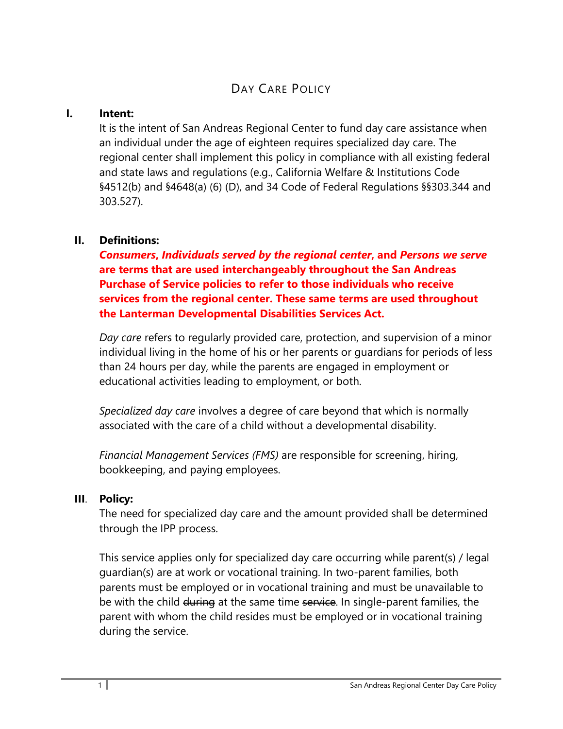# Day Care Policy

## I. Intent:

It is the intent of San Andreas Regional Center to fund day care assistance when an individual under the age of eighteen requires specialized day care. The regional center shall implement this policy in compliance with all existing federal and state laws and regulations (e.g., California Welfare & Institutions Code §4512(b) and §4648(a) (6) (D), and 34 Code of Federal Regulations §§303.344 and 303.527).

## II. Definitions:

***Consumers*, *Individuals served by the regional center*, and *Persons we serve* are terms that are used interchangeably throughout the San Andreas Purchase of Service policies to refer to those individuals who receive services from the regional center. These same terms are used throughout the Lanterman Developmental Disabilities Services Act.**

*Day care* refers to regularly provided care, protection, and supervision of a minor individual living in the home of his or her parents or guardians for periods of less than 24 hours per day, while the parents are engaged in employment or educational activities leading to employment, or both.

*Specialized day care* involves a degree of care beyond that which is normally associated with the care of a child without a developmental disability.

*Financial Management Services (FMS)* are responsible for screening, hiring, bookkeeping, and paying employees.

## III. Policy:

The need for specialized day care and the amount provided shall be determined through the IPP process.

This service applies only for specialized day care occurring while parent(s) / legal guardian(s) are at work or vocational training. In two-parent families, both parents must be employed or in vocational training and must be unavailable to be with the child ~~during~~ at the same time ~~service~~. In single-parent families, the parent with whom the child resides must be employed or in vocational training during the service.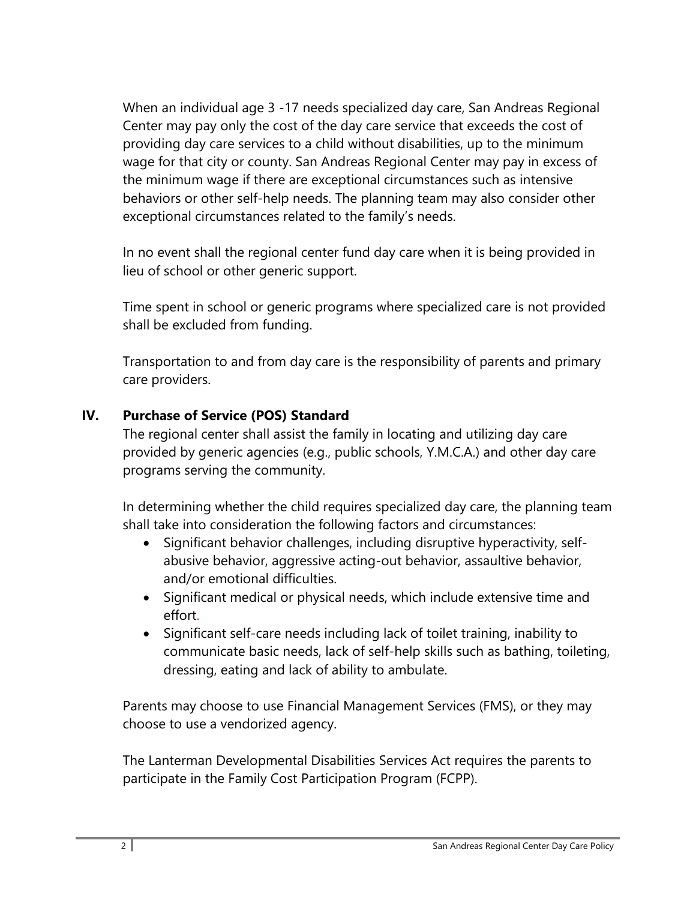When an individual age 3 -17 needs specialized day care, San Andreas Regional Center may pay only the cost of the day care service that exceeds the cost of providing day care services to a child without disabilities, up to the minimum wage for that city or county. San Andreas Regional Center may pay in excess of the minimum wage if there are exceptional circumstances such as intensive behaviors or other self-help needs. The planning team may also consider other exceptional circumstances related to the family's needs.

In no event shall the regional center fund day care when it is being provided in lieu of school or other generic support.

Time spent in school or generic programs where specialized care is not provided shall be excluded from funding.

Transportation to and from day care is the responsibility of parents and primary care providers.

## IV. Purchase of Service (POS) Standard

The regional center shall assist the family in locating and utilizing day care provided by generic agencies (e.g., public schools, Y.M.C.A.) and other day care programs serving the community.

In determining whether the child requires specialized day care, the planning team shall take into consideration the following factors and circumstances:

- Significant behavior challenges, including disruptive hyperactivity, self-abusive behavior, aggressive acting-out behavior, assaultive behavior, and/or emotional difficulties.
- Significant medical or physical needs, which include extensive time and effort.
- Significant self-care needs including lack of toilet training, inability to communicate basic needs, lack of self-help skills such as bathing, toileting, dressing, eating and lack of ability to ambulate.

Parents may choose to use Financial Management Services (FMS), or they may choose to use a vendorized agency.

The Lanterman Developmental Disabilities Services Act requires the parents to participate in the Family Cost Participation Program (FCPP).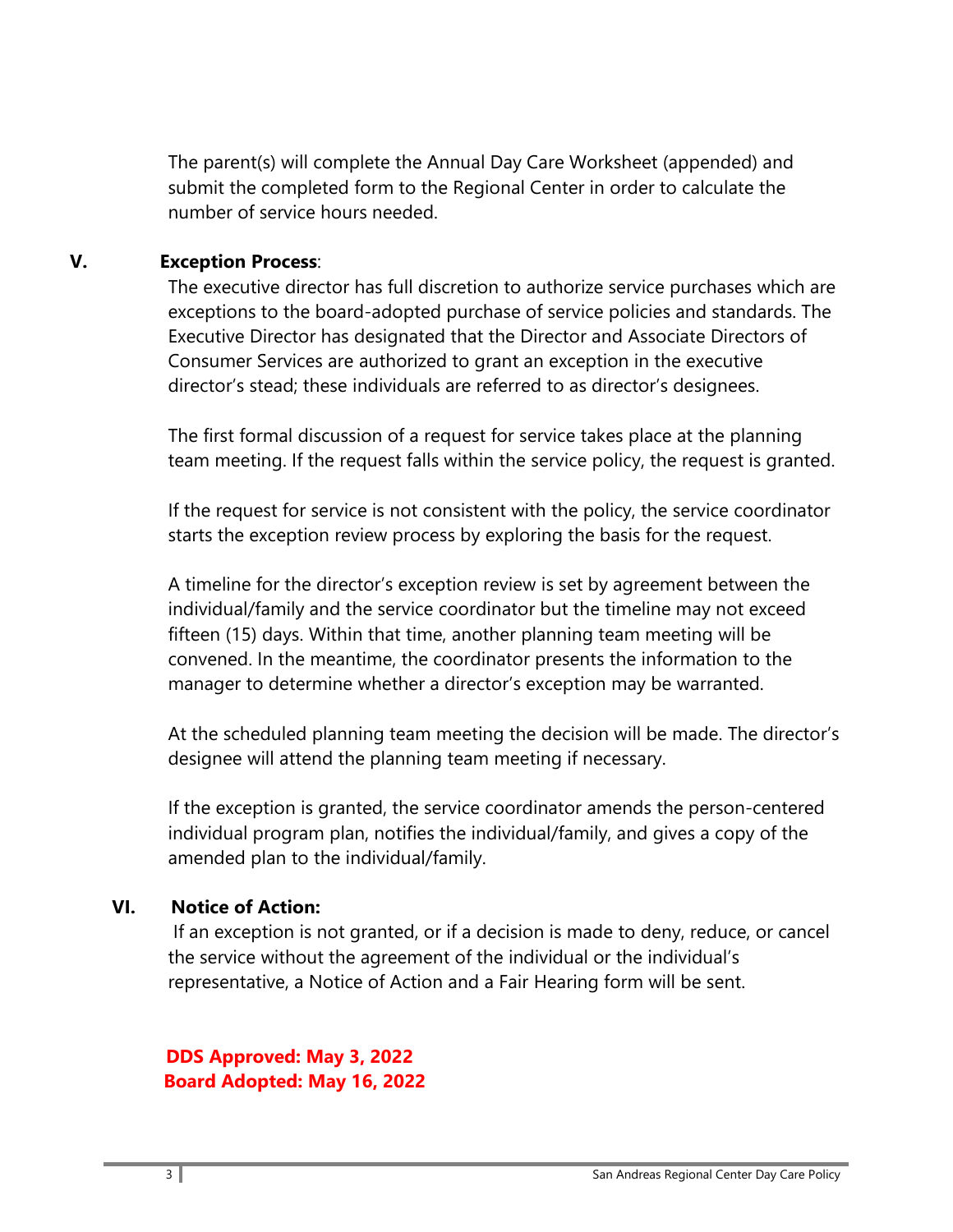The parent(s) will complete the Annual Day Care Worksheet (appended) and submit the completed form to the Regional Center in order to calculate the number of service hours needed.

## V. **Exception Process**:

The executive director has full discretion to authorize service purchases which are exceptions to the board-adopted purchase of service policies and standards. The Executive Director has designated that the Director and Associate Directors of Consumer Services are authorized to grant an exception in the executive director's stead; these individuals are referred to as director's designees.

The first formal discussion of a request for service takes place at the planning team meeting. If the request falls within the service policy, the request is granted.

If the request for service is not consistent with the policy, the service coordinator starts the exception review process by exploring the basis for the request.

A timeline for the director's exception review is set by agreement between the individual/family and the service coordinator but the timeline may not exceed fifteen (15) days. Within that time, another planning team meeting will be convened. In the meantime, the coordinator presents the information to the manager to determine whether a director's exception may be warranted.

At the scheduled planning team meeting the decision will be made. The director's designee will attend the planning team meeting if necessary.

If the exception is granted, the service coordinator amends the person-centered individual program plan, notifies the individual/family, and gives a copy of the amended plan to the individual/family.

## VI. **Notice of Action:**

If an exception is not granted, or if a decision is made to deny, reduce, or cancel the service without the agreement of the individual or the individual's representative, a Notice of Action and a Fair Hearing form will be sent.

**DDS Approved: May 3, 2022**
**Board Adopted: May 16, 2022**